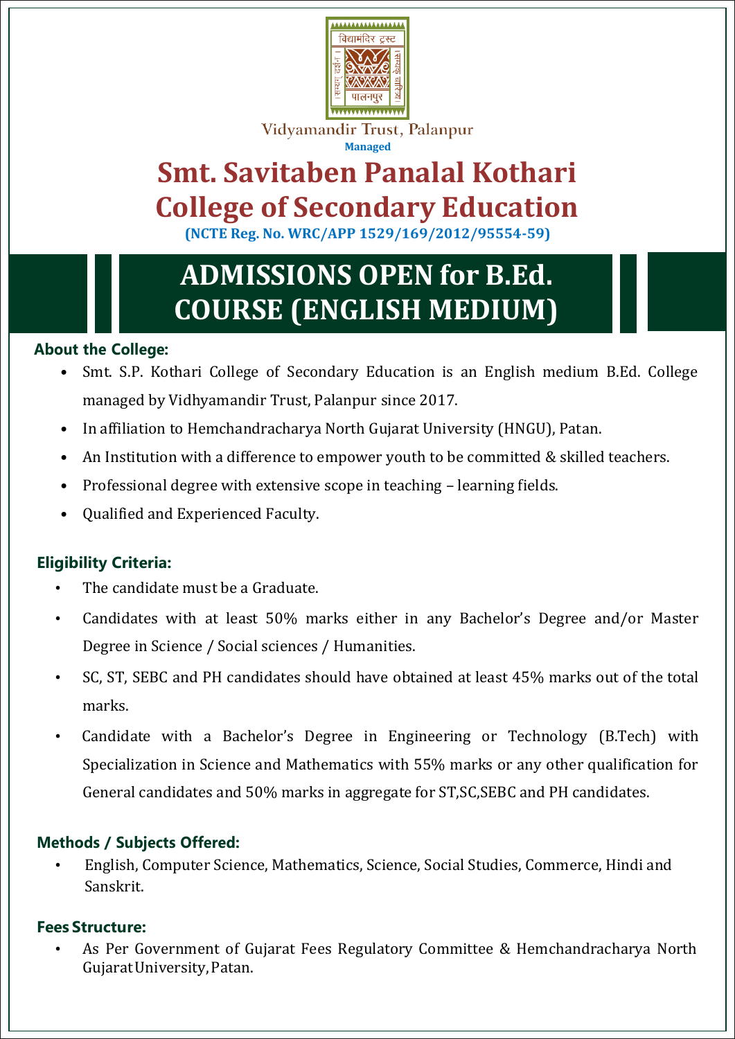Vidyamandir Trust, Palanpur

Managed

# Smt. Savitaben Panalal Kothari College of Secondary Education

**(NCTE Reg. No. WRC/APP 1529/169/2012/95554-59)**

# ADMISSIONS OPEN for B.Ed. COURSE (ENGLISH MEDIUM)

### About the College:

- Smt. S.P. Kothari College of Secondary Education is an English medium B.Ed. College managed by Vidhyamandir Trust, Palanpur since 2017.
- In affiliation to Hemchandracharya North Gujarat University (HNGU), Patan.
- An Institution with a difference to empower youth to be committed & skilled teachers.
- Professional degree with extensive scope in teaching – learning fields.
- Qualified and Experienced Faculty.

### Eligibility Criteria:

- The candidate must be a Graduate.
- Candidates with at least 50% marks either in any Bachelor's Degree and/or Master Degree in Science / Social sciences / Humanities.
- SC, ST, SEBC and PH candidates should have obtained at least 45% marks out of the total marks.
- Candidate with a Bachelor's Degree in Engineering or Technology (B.Tech) with Specialization in Science and Mathematics with 55% marks or any other qualification for General candidates and 50% marks in aggregate for ST,SC,SEBC and PH candidates.

### Methods / Subjects Offered:

- English, Computer Science, Mathematics, Science, Social Studies, Commerce, Hindi and Sanskrit.

### Fees Structure:

- As Per Government of Gujarat Fees Regulatory Committee & Hemchandracharya North Gujarat University, Patan.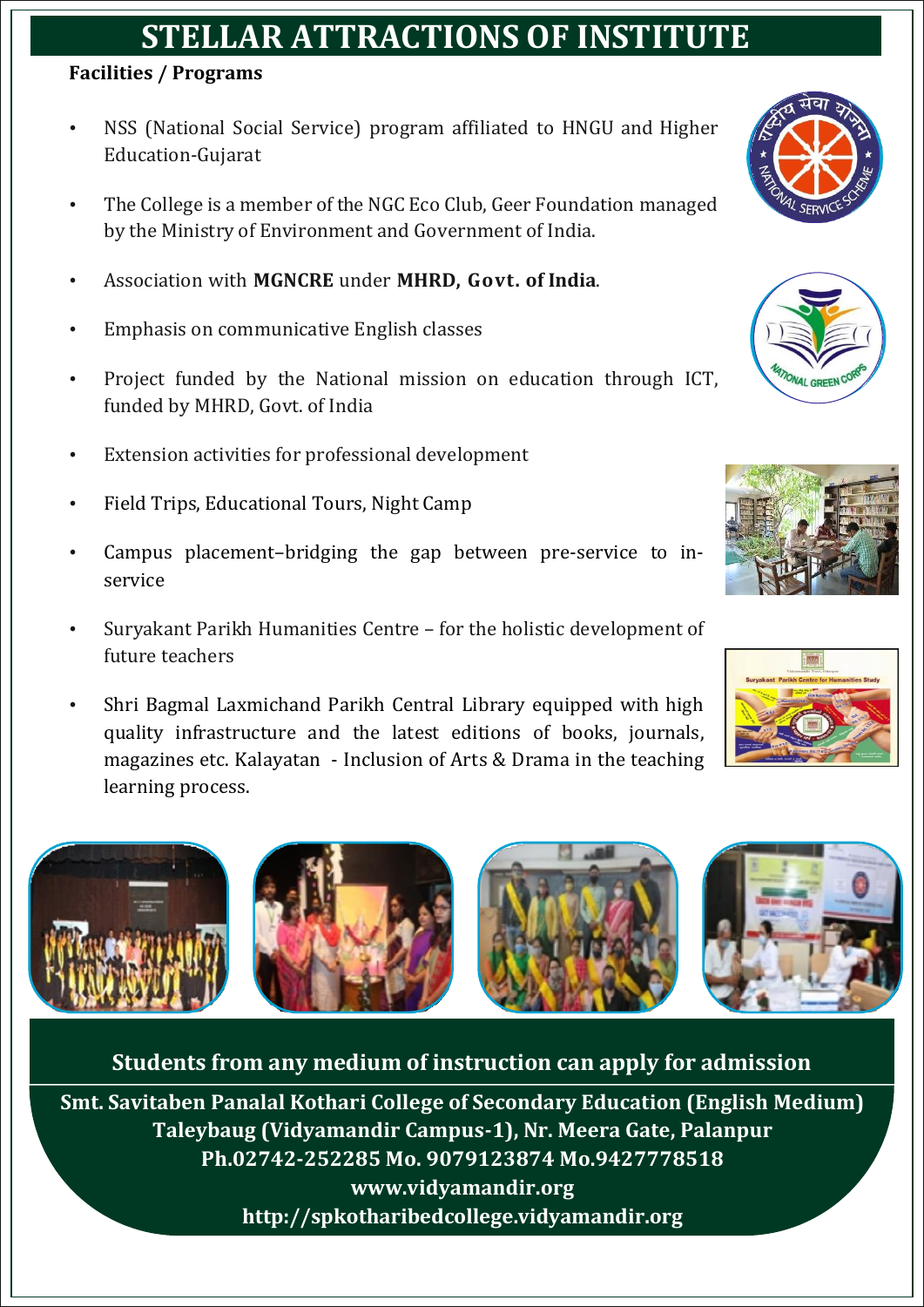# STELLAR ATTRACTIONS OF INSTITUTE

**Facilities / Programs**

- NSS (National Social Service) program affiliated to HNGU and Higher Education-Gujarat
- The College is a member of the NGC Eco Club, Geer Foundation managed by the Ministry of Environment and Government of India.
- Association with **MGNCRE** under **MHRD, Govt. of India**.
- Emphasis on communicative English classes
- Project funded by the National mission on education through ICT, funded by MHRD, Govt. of India
- Extension activities for professional development
- Field Trips, Educational Tours, Night Camp
- Campus placement–bridging the gap between pre-service to in-service
- Suryakant Parikh Humanities Centre – for the holistic development of future teachers
- Shri Bagmal Laxmichand Parikh Central Library equipped with high quality infrastructure and the latest editions of books, journals, magazines etc. Kalayatan - Inclusion of Arts & Drama in the teaching learning process.

**Students from any medium of instruction can apply for admission**

**Smt. Savitaben Panalal Kothari College of Secondary Education (English Medium)**
**Taleybaug (Vidyamandir Campus-1), Nr. Meera Gate, Palanpur**
**Ph.02742-252285 Mo. 9079123874 Mo.9427778518**
**www.vidyamandir.org**
**http://spkotharibedcollege.vidyamandir.org**